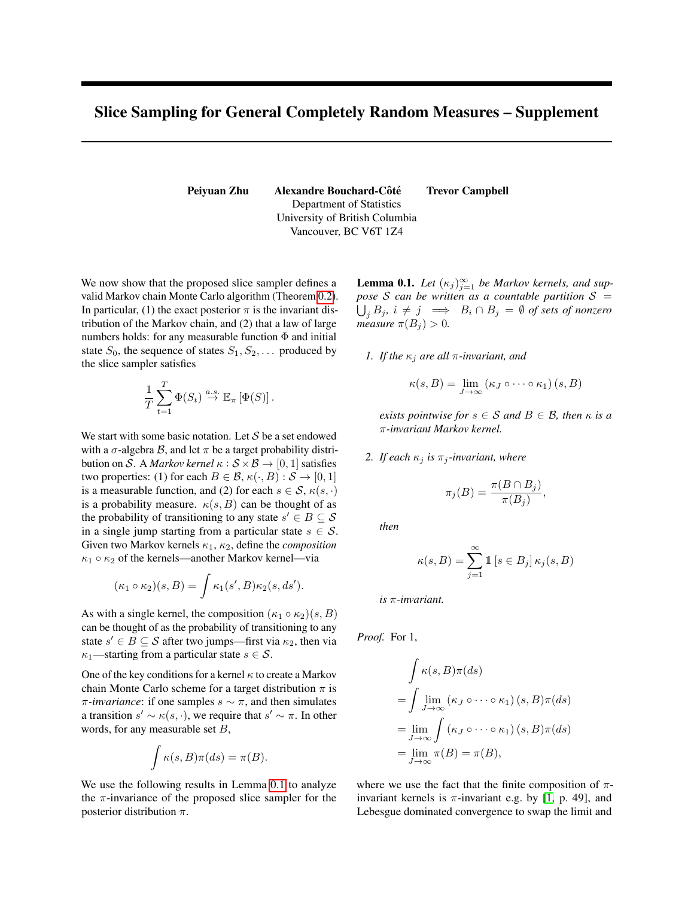# Slice Sampling for General Completely Random Measures – Supplement

**Peiyuan Zhu** **Alexandre Bouchard-Côté** **Trevor Campbell**
Department of Statistics
University of British Columbia
Vancouver, BC V6T 1Z4

We now show that the proposed slice sampler defines a valid Markov chain Monte Carlo algorithm (Theorem 0.2). In particular, (1) the exact posterior $\pi$ is the invariant distribution of the Markov chain, and (2) that a law of large numbers holds: for any measurable function $\Phi$ and initial state $S_0$, the sequence of states $S_1, S_2, \dots$ produced by the slice sampler satisfies

$$\frac{1}{T}\sum_{t=1}^{T}\Phi(S_t) \overset{a.s.}{\to} \mathbb{E}_\pi\left[\Phi(S)\right].$$

We start with some basic notation. Let $\mathcal{S}$ be a set endowed with a $\sigma$-algebra $\mathcal{B}$, and let $\pi$ be a target probability distribution on $\mathcal{S}$. A *Markov kernel* $\kappa : \mathcal{S}\times\mathcal{B} \to [0,1]$ satisfies two properties: (1) for each $B \in \mathcal{B}$, $\kappa(\cdot, B) : \mathcal{S} \to [0,1]$ is a measurable function, and (2) for each $s \in \mathcal{S}$, $\kappa(s,\cdot)$ is a probability measure. $\kappa(s, B)$ can be thought of as the probability of transitioning to any state $s' \in B \subseteq \mathcal{S}$ in a single jump starting from a particular state $s \in \mathcal{S}$. Given two Markov kernels $\kappa_1$, $\kappa_2$, define the *composition* $\kappa_1 \circ \kappa_2$ of the kernels—another Markov kernel—via

$$(\kappa_1 \circ \kappa_2)(s, B) = \int \kappa_1(s', B)\kappa_2(s, ds').$$

As with a single kernel, the composition $(\kappa_1 \circ \kappa_2)(s, B)$ can be thought of as the probability of transitioning to any state $s' \in B \subseteq \mathcal{S}$ after two jumps—first via $\kappa_2$, then via $\kappa_1$—starting from a particular state $s \in \mathcal{S}$.

One of the key conditions for a kernel $\kappa$ to create a Markov chain Monte Carlo scheme for a target distribution $\pi$ is $\pi$-*invariance*: if one samples $s \sim \pi$, and then simulates a transition $s' \sim \kappa(s, \cdot)$, we require that $s' \sim \pi$. In other words, for any measurable set $B$,

$$\int \kappa(s, B)\pi(ds) = \pi(B).$$

We use the following results in Lemma 0.1 to analyze the $\pi$-invariance of the proposed slice sampler for the posterior distribution $\pi$.

**Lemma 0.1.** *Let $(\kappa_j)_{j=1}^\infty$ be Markov kernels, and suppose $\mathcal{S}$ can be written as a countable partition $\mathcal{S} = \bigcup_j B_j$, $i \neq j \implies B_i \cap B_j = \emptyset$ of sets of nonzero measure $\pi(B_j) > 0$.*

1. *If the $\kappa_j$ are all $\pi$-invariant, and*

$$\kappa(s, B) = \lim_{J\to\infty}\left(\kappa_J \circ \cdots \circ \kappa_1\right)(s, B)$$

*exists pointwise for $s \in \mathcal{S}$ and $B \in \mathcal{B}$, then $\kappa$ is a $\pi$-invariant Markov kernel.*

2. *If each $\kappa_j$ is $\pi_j$-invariant, where*

$$\pi_j(B) = \frac{\pi(B \cap B_j)}{\pi(B_j)},$$

*then*

$$\kappa(s, B) = \sum_{j=1}^{\infty} \mathbb{1}\left[s \in B_j\right]\kappa_j(s, B)$$

*is $\pi$-invariant.*

*Proof.* For 1,

$$\begin{aligned}
&\int \kappa(s, B)\pi(ds) \\
&= \int \lim_{J\to\infty}\left(\kappa_J \circ \cdots \circ \kappa_1\right)(s, B)\pi(ds) \\
&= \lim_{J\to\infty}\int \left(\kappa_J \circ \cdots \circ \kappa_1\right)(s, B)\pi(ds) \\
&= \lim_{J\to\infty}\pi(B) = \pi(B),
\end{aligned}$$

where we use the fact that the finite composition of $\pi$-invariant kernels is $\pi$-invariant e.g. by [1, p. 49], and Lebesgue dominated convergence to swap the limit and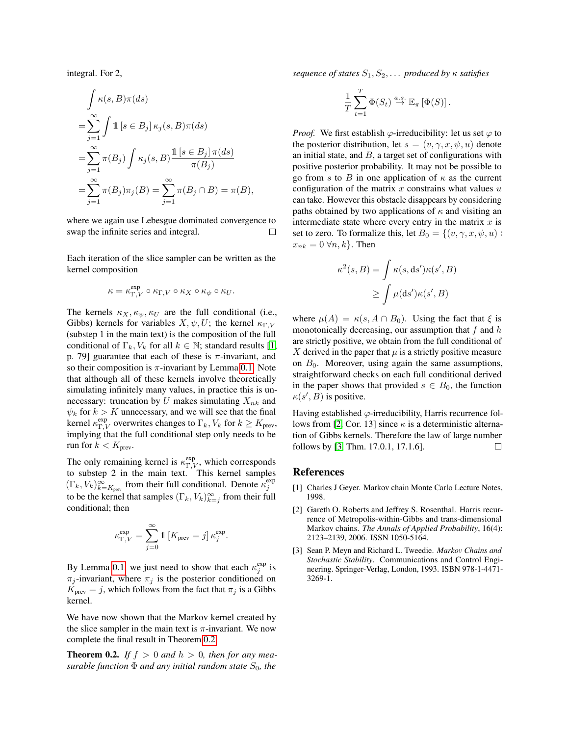integral. For 2,

$$
\begin{aligned}
&\int \kappa(s, B)\pi(ds) \\
&= \sum_{j=1}^{\infty} \int \mathbb{1}\left[s \in B_j\right] \kappa_j(s, B)\pi(ds) \\
&= \sum_{j=1}^{\infty} \pi(B_j) \int \kappa_j(s, B) \frac{\mathbb{1}\left[s \in B_j\right]\pi(ds)}{\pi(B_j)} \\
&= \sum_{j=1}^{\infty} \pi(B_j)\pi_j(B) = \sum_{j=1}^{\infty} \pi(B_j \cap B) = \pi(B),
\end{aligned}
$$

where we again use Lebesgue dominated convergence to swap the infinite series and integral. □

Each iteration of the slice sampler can be written as the kernel composition

$$
\kappa = \kappa_{\Gamma,V}^{\exp} \circ \kappa_{\Gamma,V} \circ \kappa_X \circ \kappa_\psi \circ \kappa_U.
$$

The kernels $\kappa_X, \kappa_\psi, \kappa_U$ are the full conditional (i.e., Gibbs) kernels for variables $X, \psi, U$; the kernel $\kappa_{\Gamma,V}$ (substep 1 in the main text) is the composition of the full conditional of $\Gamma_k, V_k$ for all $k \in \mathbb{N}$; standard results [1, p. 79] guarantee that each of these is $\pi$-invariant, and so their composition is $\pi$-invariant by Lemma 0.1. Note that although all of these kernels involve theoretically simulating infinitely many values, in practice this is unnecessary: truncation by $U$ makes simulating $X_{nk}$ and $\psi_k$ for $k > K$ unnecessary, and we will see that the final kernel $\kappa_{\Gamma,V}^{\exp}$ overwrites changes to $\Gamma_k, V_k$ for $k \geq K_{\text{prev}}$, implying that the full conditional step only needs to be run for $k < K_{\text{prev}}$.

The only remaining kernel is $\kappa_{\Gamma,V}^{\exp}$, which corresponds to substep 2 in the main text. This kernel samples $(\Gamma_k, V_k)_{k=K_{\text{prev}}}^{\infty}$ from their full conditional. Denote $\kappa_j^{\exp}$ to be the kernel that samples $(\Gamma_k, V_k)_{k=j}^{\infty}$ from their full conditional; then

$$
\kappa_{\Gamma,V}^{\exp} = \sum_{j=0}^{\infty} \mathbb{1}\left[K_{\text{prev}} = j\right] \kappa_j^{\exp}.
$$

By Lemma 0.1, we just need to show that each $\kappa_j^{\exp}$ is $\pi_j$-invariant, where $\pi_j$ is the posterior conditioned on $K_{\text{prev}} = j$, which follows from the fact that $\pi_j$ is a Gibbs kernel.

We have now shown that the Markov kernel created by the slice sampler in the main text is $\pi$-invariant. We now complete the final result in Theorem 0.2.

**Theorem 0.2.** *If $f > 0$ and $h > 0$, then for any measurable function $\Phi$ and any initial random state $S_0$, the sequence of states $S_1, S_2, \dots$ produced by $\kappa$ satisfies*

$$
\frac{1}{T} \sum_{t=1}^{T} \Phi(S_t) \overset{a.s.}{\to} \mathbb{E}_\pi \left[\Phi(S)\right].
$$

*Proof.* We first establish $\varphi$-irreducibility: let us set $\varphi$ to the posterior distribution, let $s = (v, \gamma, x, \psi, u)$ denote an initial state, and $B$, a target set of configurations with positive posterior probability. It may not be possible to go from $s$ to $B$ in one application of $\kappa$ as the current configuration of the matrix $x$ constrains what values $u$ can take. However this obstacle disappears by considering paths obtained by two applications of $\kappa$ and visiting an intermediate state where every entry in the matrix $x$ is set to zero. To formalize this, let $B_0 = \{(v, \gamma, x, \psi, u) : x_{nk} = 0 \; \forall n, k\}$. Then

$$
\begin{aligned}
\kappa^2(s, B) &= \int \kappa(s, \mathrm{d}s')\kappa(s', B) \\
&\geq \int \mu(\mathrm{d}s')\kappa(s', B)
\end{aligned}
$$

where $\mu(A) = \kappa(s, A \cap B_0)$. Using the fact that $\xi$ is monotonically decreasing, our assumption that $f$ and $h$ are strictly positive, we obtain from the full conditional of $X$ derived in the paper that $\mu$ is a strictly positive measure on $B_0$. Moreover, using again the same assumptions, straightforward checks on each full conditional derived in the paper shows that provided $s \in B_0$, the function $\kappa(s', B)$ is positive.

Having established $\varphi$-irreducibility, Harris recurrence follows from [2, Cor. 13] since $\kappa$ is a deterministic alternation of Gibbs kernels. Therefore the law of large number follows by [3, Thm. 17.0.1, 17.1.6]. □

## References

[1] Charles J Geyer. Markov chain Monte Carlo Lecture Notes, 1998.

[2] Gareth O. Roberts and Jeffrey S. Rosenthal. Harris recurrence of Metropolis-within-Gibbs and trans-dimensional Markov chains. *The Annals of Applied Probability*, 16(4): 2123–2139, 2006. ISSN 1050-5164.

[3] Sean P. Meyn and Richard L. Tweedie. *Markov Chains and Stochastic Stability*. Communications and Control Engineering. Springer-Verlag, London, 1993. ISBN 978-1-4471-3269-1.